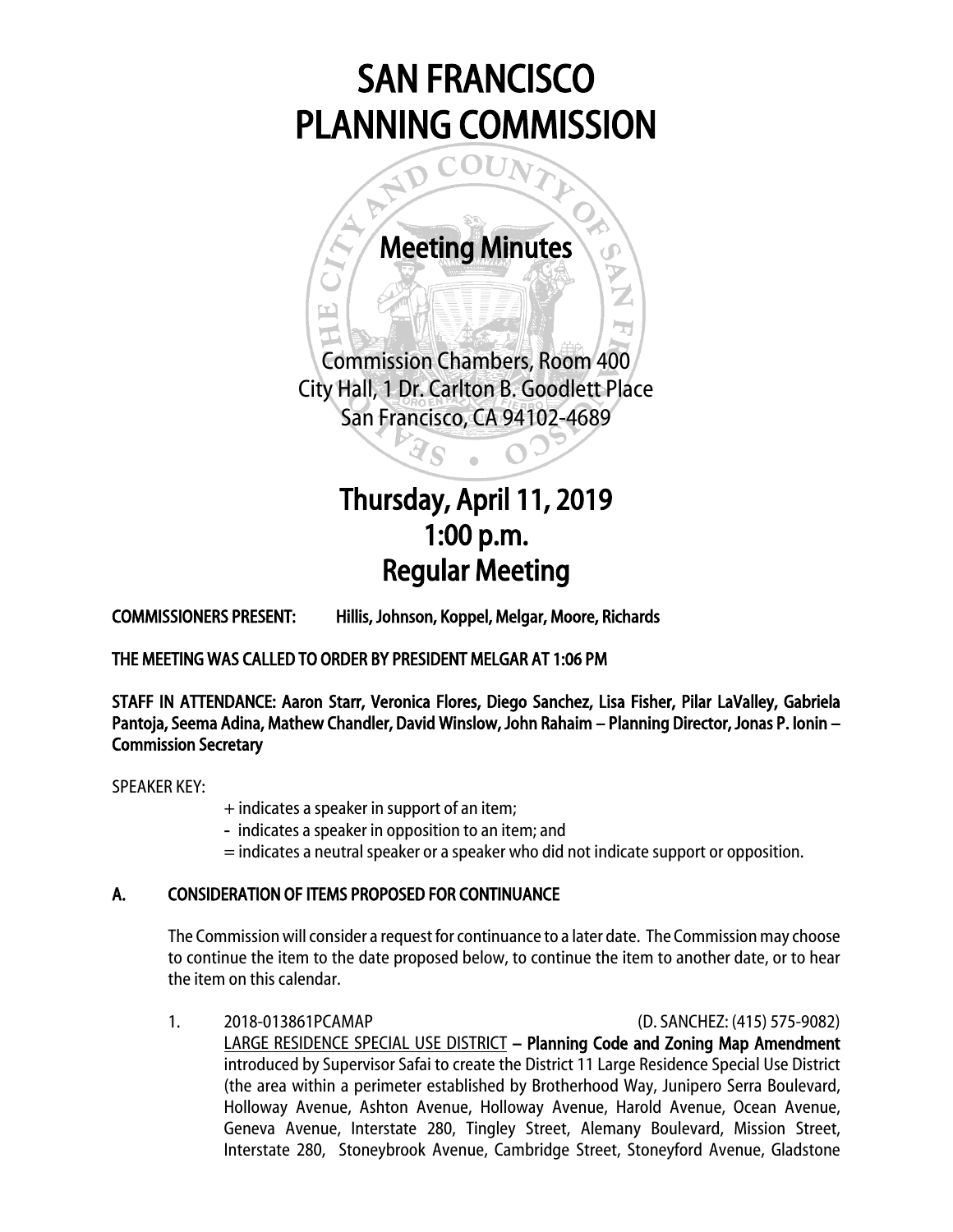# SAN FRANCISCO PLANNING COMMISSION

## Meeting Minutes

Commission Chambers, Room 400
City Hall, 1 Dr. Carlton B. Goodlett Place
San Francisco, CA 94102-4689

# Thursday, April 11, 2019
# 1:00 p.m.
# Regular Meeting

**COMMISSIONERS PRESENT: Hillis, Johnson, Koppel, Melgar, Moore, Richards**

**THE MEETING WAS CALLED TO ORDER BY PRESIDENT MELGAR AT 1:06 PM**

**STAFF IN ATTENDANCE: Aaron Starr, Veronica Flores, Diego Sanchez, Lisa Fisher, Pilar LaValley, Gabriela Pantoja, Seema Adina, Mathew Chandler, David Winslow, John Rahaim – Planning Director, Jonas P. Ionin – Commission Secretary**

SPEAKER KEY:

+ indicates a speaker in support of an item;
- indicates a speaker in opposition to an item; and
= indicates a neutral speaker or a speaker who did not indicate support or opposition.

## A. CONSIDERATION OF ITEMS PROPOSED FOR CONTINUANCE

The Commission will consider a request for continuance to a later date. The Commission may choose to continue the item to the date proposed below, to continue the item to another date, or to hear the item on this calendar.

1. 2018-013861PCAMAP (D. SANCHEZ: (415) 575-9082)
LARGE RESIDENCE SPECIAL USE DISTRICT – **Planning Code and Zoning Map Amendment** introduced by Supervisor Safai to create the District 11 Large Residence Special Use District (the area within a perimeter established by Brotherhood Way, Junipero Serra Boulevard, Holloway Avenue, Ashton Avenue, Holloway Avenue, Harold Avenue, Ocean Avenue, Geneva Avenue, Interstate 280, Tingley Street, Alemany Boulevard, Mission Street, Interstate 280, Stoneybrook Avenue, Cambridge Street, Stoneyford Avenue, Gladstone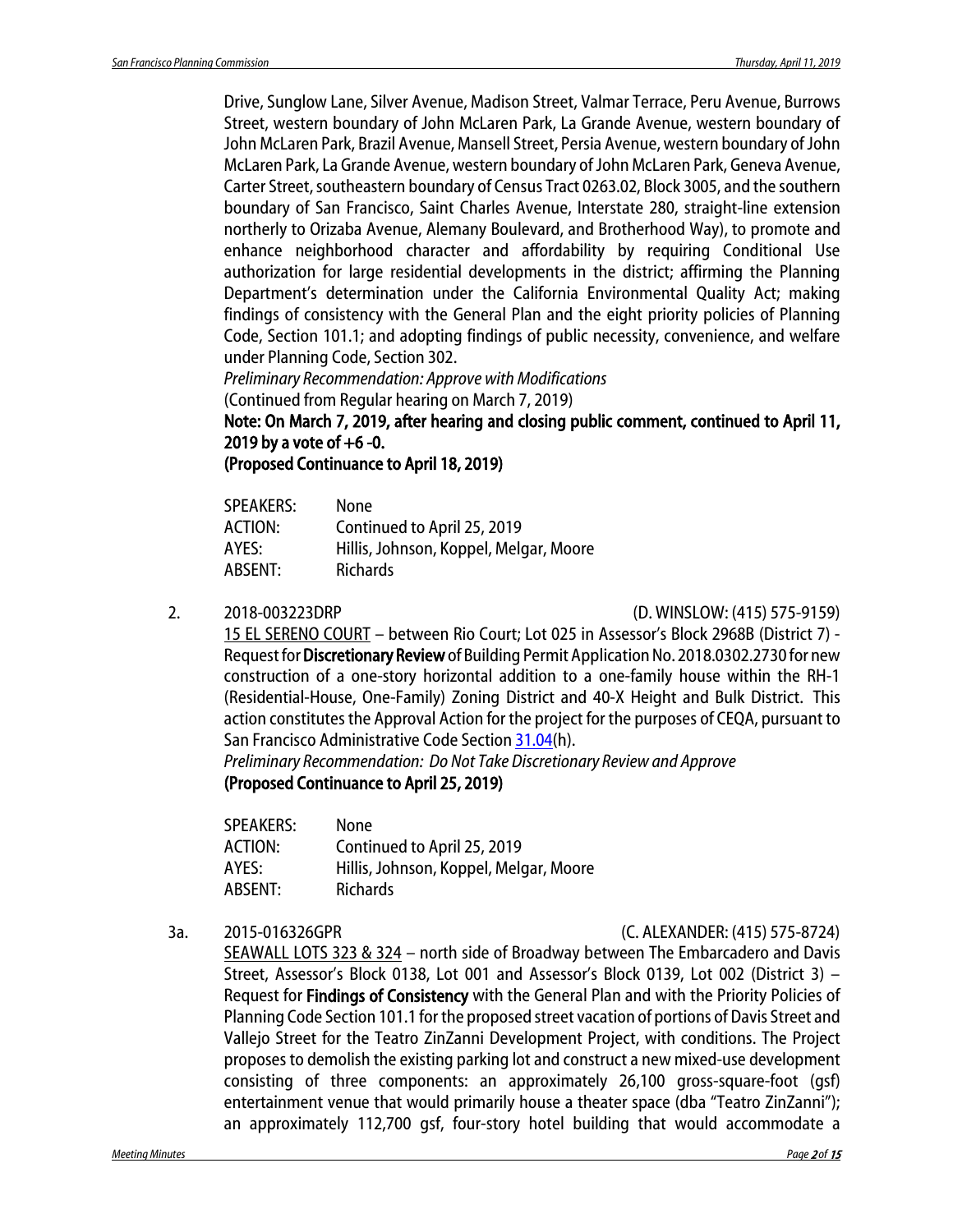Drive, Sunglow Lane, Silver Avenue, Madison Street, Valmar Terrace, Peru Avenue, Burrows Street, western boundary of John McLaren Park, La Grande Avenue, western boundary of John McLaren Park, Brazil Avenue, Mansell Street, Persia Avenue, western boundary of John McLaren Park, La Grande Avenue, western boundary of John McLaren Park, Geneva Avenue, Carter Street, southeastern boundary of Census Tract 0263.02, Block 3005, and the southern boundary of San Francisco, Saint Charles Avenue, Interstate 280, straight-line extension northerly to Orizaba Avenue, Alemany Boulevard, and Brotherhood Way), to promote and enhance neighborhood character and affordability by requiring Conditional Use authorization for large residential developments in the district; affirming the Planning Department's determination under the California Environmental Quality Act; making findings of consistency with the General Plan and the eight priority policies of Planning Code, Section 101.1; and adopting findings of public necessity, convenience, and welfare under Planning Code, Section 302.

*Preliminary Recommendation: Approve with Modifications*

(Continued from Regular hearing on March 7, 2019)

**Note: On March 7, 2019, after hearing and closing public comment, continued to April 11, 2019 by a vote of +6 -0.**

**(Proposed Continuance to April 18, 2019)**

| | |
|---|---|
| SPEAKERS: | None |
| ACTION: | Continued to April 25, 2019 |
| AYES: | Hillis, Johnson, Koppel, Melgar, Moore |
| ABSENT: | Richards |

2. 2018-003223DRP (D. WINSLOW: (415) 575-9159)

<u>15 EL SERENO COURT</u> – between Rio Court; Lot 025 in Assessor's Block 2968B (District 7) - Request for **Discretionary Review** of Building Permit Application No. 2018.0302.2730 for new construction of a one-story horizontal addition to a one-family house within the RH-1 (Residential-House, One-Family) Zoning District and 40-X Height and Bulk District. This action constitutes the Approval Action for the project for the purposes of CEQA, pursuant to San Francisco Administrative Code Section 31.04(h).

*Preliminary Recommendation: Do Not Take Discretionary Review and Approve*

**(Proposed Continuance to April 25, 2019)**

| | |
|---|---|
| SPEAKERS: | None |
| ACTION: | Continued to April 25, 2019 |
| AYES: | Hillis, Johnson, Koppel, Melgar, Moore |
| ABSENT: | Richards |

3a. 2015-016326GPR (C. ALEXANDER: (415) 575-8724)

<u>SEAWALL LOTS 323 & 324</u> – north side of Broadway between The Embarcadero and Davis Street, Assessor's Block 0138, Lot 001 and Assessor's Block 0139, Lot 002 (District 3) – Request for **Findings of Consistency** with the General Plan and with the Priority Policies of Planning Code Section 101.1 for the proposed street vacation of portions of Davis Street and Vallejo Street for the Teatro ZinZanni Development Project, with conditions. The Project proposes to demolish the existing parking lot and construct a new mixed-use development consisting of three components: an approximately 26,100 gross-square-foot (gsf) entertainment venue that would primarily house a theater space (dba "Teatro ZinZanni"); an approximately 112,700 gsf, four-story hotel building that would accommodate a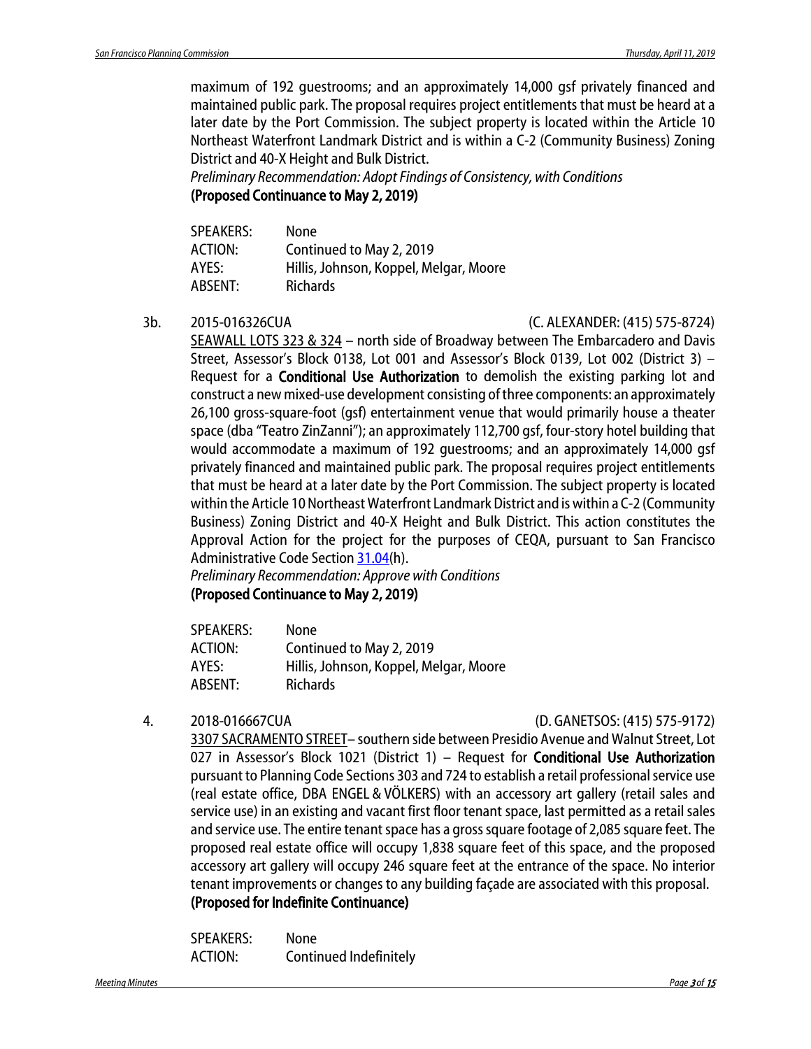maximum of 192 guestrooms; and an approximately 14,000 gsf privately financed and maintained public park. The proposal requires project entitlements that must be heard at a later date by the Port Commission. The subject property is located within the Article 10 Northeast Waterfront Landmark District and is within a C-2 (Community Business) Zoning District and 40-X Height and Bulk District.

*Preliminary Recommendation: Adopt Findings of Consistency, with Conditions*

**(Proposed Continuance to May 2, 2019)**

| | |
|---|---|
| SPEAKERS: | None |
| ACTION: | Continued to May 2, 2019 |
| AYES: | Hillis, Johnson, Koppel, Melgar, Moore |
| ABSENT: | Richards |

3b. 2015-016326CUA (C. ALEXANDER: (415) 575-8724)

SEAWALL LOTS 323 & 324 – north side of Broadway between The Embarcadero and Davis Street, Assessor's Block 0138, Lot 001 and Assessor's Block 0139, Lot 002 (District 3) – Request for a **Conditional Use Authorization** to demolish the existing parking lot and construct a new mixed-use development consisting of three components: an approximately 26,100 gross-square-foot (gsf) entertainment venue that would primarily house a theater space (dba "Teatro ZinZanni"); an approximately 112,700 gsf, four-story hotel building that would accommodate a maximum of 192 guestrooms; and an approximately 14,000 gsf privately financed and maintained public park. The proposal requires project entitlements that must be heard at a later date by the Port Commission. The subject property is located within the Article 10 Northeast Waterfront Landmark District and is within a C-2 (Community Business) Zoning District and 40-X Height and Bulk District. This action constitutes the Approval Action for the project for the purposes of CEQA, pursuant to San Francisco Administrative Code Section 31.04(h).

*Preliminary Recommendation: Approve with Conditions*

**(Proposed Continuance to May 2, 2019)**

| | |
|---|---|
| SPEAKERS: | None |
| ACTION: | Continued to May 2, 2019 |
| AYES: | Hillis, Johnson, Koppel, Melgar, Moore |
| ABSENT: | Richards |

4. 2018-016667CUA (D. GANETSOS: (415) 575-9172)

3307 SACRAMENTO STREET– southern side between Presidio Avenue and Walnut Street, Lot 027 in Assessor's Block 1021 (District 1) – Request for **Conditional Use Authorization** pursuant to Planning Code Sections 303 and 724 to establish a retail professional service use (real estate office, DBA ENGEL & VÖLKERS) with an accessory art gallery (retail sales and service use) in an existing and vacant first floor tenant space, last permitted as a retail sales and service use. The entire tenant space has a gross square footage of 2,085 square feet. The proposed real estate office will occupy 1,838 square feet of this space, and the proposed accessory art gallery will occupy 246 square feet at the entrance of the space. No interior tenant improvements or changes to any building façade are associated with this proposal.

**(Proposed for Indefinite Continuance)**

| | |
|---|---|
| SPEAKERS: | None |
| ACTION: | Continued Indefinitely |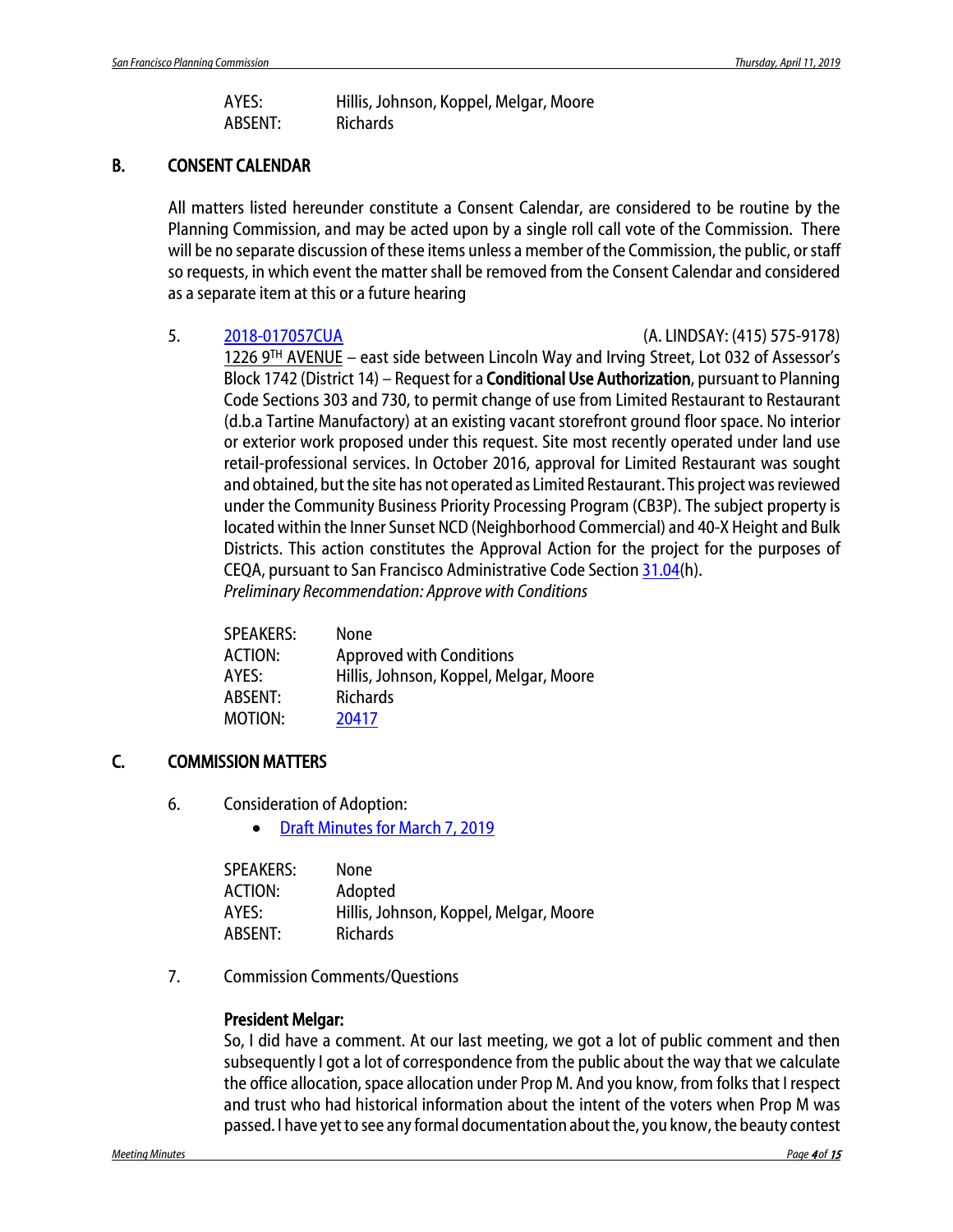| | |
|---|---|
| AYES: | Hillis, Johnson, Koppel, Melgar, Moore |
| ABSENT: | Richards |

## B. CONSENT CALENDAR

All matters listed hereunder constitute a Consent Calendar, are considered to be routine by the Planning Commission, and may be acted upon by a single roll call vote of the Commission. There will be no separate discussion of these items unless a member of the Commission, the public, or staff so requests, in which event the matter shall be removed from the Consent Calendar and considered as a separate item at this or a future hearing

5. 2018-017057CUA (A. LINDSAY: (415) 575-9178)
1226 9TH AVENUE – east side between Lincoln Way and Irving Street, Lot 032 of Assessor's Block 1742 (District 14) – Request for a **Conditional Use Authorization**, pursuant to Planning Code Sections 303 and 730, to permit change of use from Limited Restaurant to Restaurant (d.b.a Tartine Manufactory) at an existing vacant storefront ground floor space. No interior or exterior work proposed under this request. Site most recently operated under land use retail-professional services. In October 2016, approval for Limited Restaurant was sought and obtained, but the site has not operated as Limited Restaurant. This project was reviewed under the Community Business Priority Processing Program (CB3P). The subject property is located within the Inner Sunset NCD (Neighborhood Commercial) and 40-X Height and Bulk Districts. This action constitutes the Approval Action for the project for the purposes of CEQA, pursuant to San Francisco Administrative Code Section 31.04(h).
*Preliminary Recommendation: Approve with Conditions*

| | |
|---|---|
| SPEAKERS: | None |
| ACTION: | Approved with Conditions |
| AYES: | Hillis, Johnson, Koppel, Melgar, Moore |
| ABSENT: | Richards |
| MOTION: | 20417 |

## C. COMMISSION MATTERS

6. Consideration of Adoption:
   - Draft Minutes for March 7, 2019

| | |
|---|---|
| SPEAKERS: | None |
| ACTION: | Adopted |
| AYES: | Hillis, Johnson, Koppel, Melgar, Moore |
| ABSENT: | Richards |

7. Commission Comments/Questions

**President Melgar:**
So, I did have a comment. At our last meeting, we got a lot of public comment and then subsequently I got a lot of correspondence from the public about the way that we calculate the office allocation, space allocation under Prop M. And you know, from folks that I respect and trust who had historical information about the intent of the voters when Prop M was passed. I have yet to see any formal documentation about the, you know, the beauty contest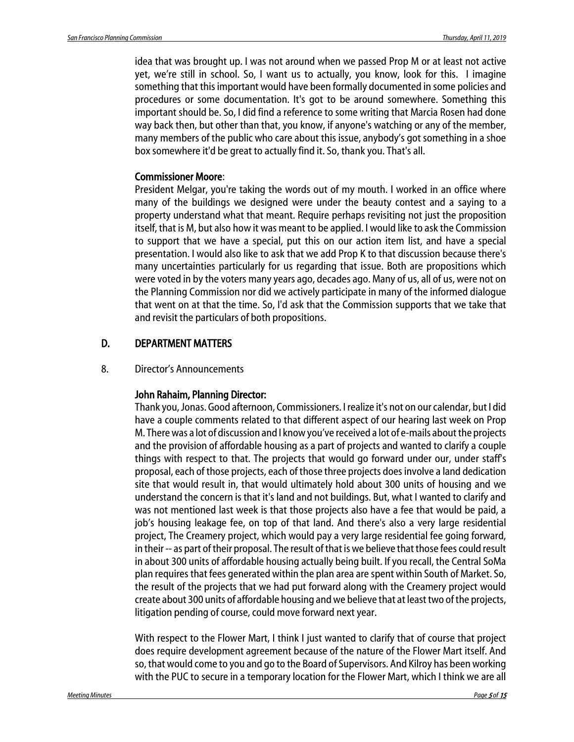idea that was brought up. I was not around when we passed Prop M or at least not active yet, we're still in school. So, I want us to actually, you know, look for this. I imagine something that this important would have been formally documented in some policies and procedures or some documentation. It's got to be around somewhere. Something this important should be. So, I did find a reference to some writing that Marcia Rosen had done way back then, but other than that, you know, if anyone's watching or any of the member, many members of the public who care about this issue, anybody's got something in a shoe box somewhere it'd be great to actually find it. So, thank you. That's all.

**Commissioner Moore**:

President Melgar, you're taking the words out of my mouth. I worked in an office where many of the buildings we designed were under the beauty contest and a saying to a property understand what that meant. Require perhaps revisiting not just the proposition itself, that is M, but also how it was meant to be applied. I would like to ask the Commission to support that we have a special, put this on our action item list, and have a special presentation. I would also like to ask that we add Prop K to that discussion because there's many uncertainties particularly for us regarding that issue. Both are propositions which were voted in by the voters many years ago, decades ago. Many of us, all of us, were not on the Planning Commission nor did we actively participate in many of the informed dialogue that went on at that the time. So, I'd ask that the Commission supports that we take that and revisit the particulars of both propositions.

## D. DEPARTMENT MATTERS

8. Director's Announcements

**John Rahaim, Planning Director:**

Thank you, Jonas. Good afternoon, Commissioners. I realize it's not on our calendar, but I did have a couple comments related to that different aspect of our hearing last week on Prop M. There was a lot of discussion and I know you've received a lot of e-mails about the projects and the provision of affordable housing as a part of projects and wanted to clarify a couple things with respect to that. The projects that would go forward under our, under staff's proposal, each of those projects, each of those three projects does involve a land dedication site that would result in, that would ultimately hold about 300 units of housing and we understand the concern is that it's land and not buildings. But, what I wanted to clarify and was not mentioned last week is that those projects also have a fee that would be paid, a job's housing leakage fee, on top of that land. And there's also a very large residential project, The Creamery project, which would pay a very large residential fee going forward, in their -- as part of their proposal. The result of that is we believe that those fees could result in about 300 units of affordable housing actually being built. If you recall, the Central SoMa plan requires that fees generated within the plan area are spent within South of Market. So, the result of the projects that we had put forward along with the Creamery project would create about 300 units of affordable housing and we believe that at least two of the projects, litigation pending of course, could move forward next year.

With respect to the Flower Mart, I think I just wanted to clarify that of course that project does require development agreement because of the nature of the Flower Mart itself. And so, that would come to you and go to the Board of Supervisors. And Kilroy has been working with the PUC to secure in a temporary location for the Flower Mart, which I think we are all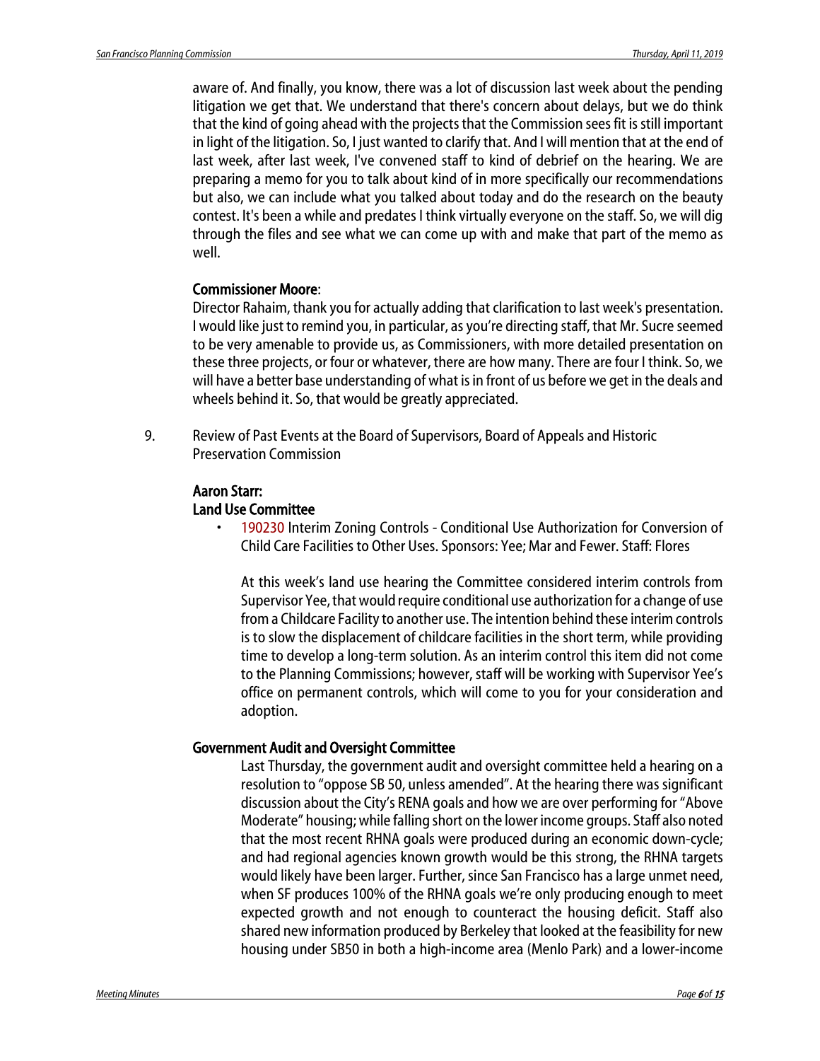aware of. And finally, you know, there was a lot of discussion last week about the pending litigation we get that. We understand that there's concern about delays, but we do think that the kind of going ahead with the projects that the Commission sees fit is still important in light of the litigation. So, I just wanted to clarify that. And I will mention that at the end of last week, after last week, I've convened staff to kind of debrief on the hearing. We are preparing a memo for you to talk about kind of in more specifically our recommendations but also, we can include what you talked about today and do the research on the beauty contest. It's been a while and predates I think virtually everyone on the staff. So, we will dig through the files and see what we can come up with and make that part of the memo as well.

**Commissioner Moore**:
Director Rahaim, thank you for actually adding that clarification to last week's presentation. I would like just to remind you, in particular, as you're directing staff, that Mr. Sucre seemed to be very amenable to provide us, as Commissioners, with more detailed presentation on these three projects, or four or whatever, there are how many. There are four I think. So, we will have a better base understanding of what is in front of us before we get in the deals and wheels behind it. So, that would be greatly appreciated.

9. Review of Past Events at the Board of Supervisors, Board of Appeals and Historic Preservation Commission

**Aaron Starr:**
**Land Use Committee**

- 190230 Interim Zoning Controls - Conditional Use Authorization for Conversion of Child Care Facilities to Other Uses. Sponsors: Yee; Mar and Fewer. Staff: Flores

  At this week's land use hearing the Committee considered interim controls from Supervisor Yee, that would require conditional use authorization for a change of use from a Childcare Facility to another use. The intention behind these interim controls is to slow the displacement of childcare facilities in the short term, while providing time to develop a long-term solution. As an interim control this item did not come to the Planning Commissions; however, staff will be working with Supervisor Yee's office on permanent controls, which will come to you for your consideration and adoption.

**Government Audit and Oversight Committee**

Last Thursday, the government audit and oversight committee held a hearing on a resolution to "oppose SB 50, unless amended". At the hearing there was significant discussion about the City's RENA goals and how we are over performing for "Above Moderate" housing; while falling short on the lower income groups. Staff also noted that the most recent RHNA goals were produced during an economic down-cycle; and had regional agencies known growth would be this strong, the RHNA targets would likely have been larger. Further, since San Francisco has a large unmet need, when SF produces 100% of the RHNA goals we're only producing enough to meet expected growth and not enough to counteract the housing deficit. Staff also shared new information produced by Berkeley that looked at the feasibility for new housing under SB50 in both a high-income area (Menlo Park) and a lower-income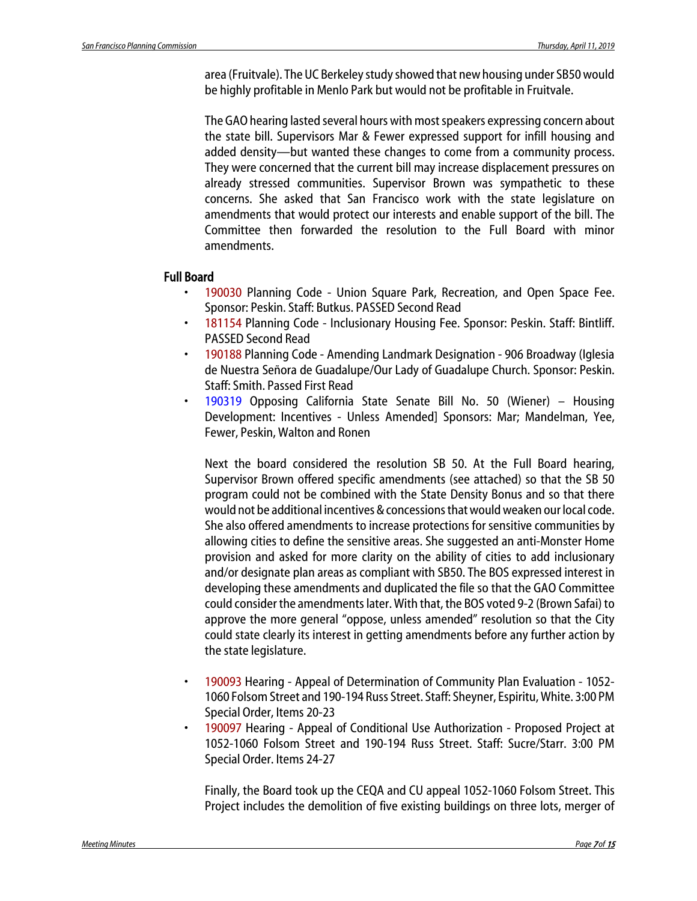area (Fruitvale). The UC Berkeley study showed that new housing under SB50 would be highly profitable in Menlo Park but would not be profitable in Fruitvale.

The GAO hearing lasted several hours with most speakers expressing concern about the state bill. Supervisors Mar & Fewer expressed support for infill housing and added density—but wanted these changes to come from a community process. They were concerned that the current bill may increase displacement pressures on already stressed communities. Supervisor Brown was sympathetic to these concerns. She asked that San Francisco work with the state legislature on amendments that would protect our interests and enable support of the bill. The Committee then forwarded the resolution to the Full Board with minor amendments.

### Full Board

- 190030 Planning Code - Union Square Park, Recreation, and Open Space Fee. Sponsor: Peskin. Staff: Butkus. PASSED Second Read
- 181154 Planning Code - Inclusionary Housing Fee. Sponsor: Peskin. Staff: Bintliff. PASSED Second Read
- 190188 Planning Code - Amending Landmark Designation - 906 Broadway (Iglesia de Nuestra Señora de Guadalupe/Our Lady of Guadalupe Church. Sponsor: Peskin. Staff: Smith. Passed First Read
- 190319 Opposing California State Senate Bill No. 50 (Wiener) – Housing Development: Incentives - Unless Amended] Sponsors: Mar; Mandelman, Yee, Fewer, Peskin, Walton and Ronen

  Next the board considered the resolution SB 50. At the Full Board hearing, Supervisor Brown offered specific amendments (see attached) so that the SB 50 program could not be combined with the State Density Bonus and so that there would not be additional incentives & concessions that would weaken our local code. She also offered amendments to increase protections for sensitive communities by allowing cities to define the sensitive areas. She suggested an anti-Monster Home provision and asked for more clarity on the ability of cities to add inclusionary and/or designate plan areas as compliant with SB50. The BOS expressed interest in developing these amendments and duplicated the file so that the GAO Committee could consider the amendments later. With that, the BOS voted 9-2 (Brown Safai) to approve the more general "oppose, unless amended" resolution so that the City could state clearly its interest in getting amendments before any further action by the state legislature.

- 190093 Hearing - Appeal of Determination of Community Plan Evaluation - 1052-1060 Folsom Street and 190-194 Russ Street. Staff: Sheyner, Espiritu, White. 3:00 PM Special Order, Items 20-23
- 190097 Hearing - Appeal of Conditional Use Authorization - Proposed Project at 1052-1060 Folsom Street and 190-194 Russ Street. Staff: Sucre/Starr. 3:00 PM Special Order. Items 24-27

  Finally, the Board took up the CEQA and CU appeal 1052-1060 Folsom Street. This Project includes the demolition of five existing buildings on three lots, merger of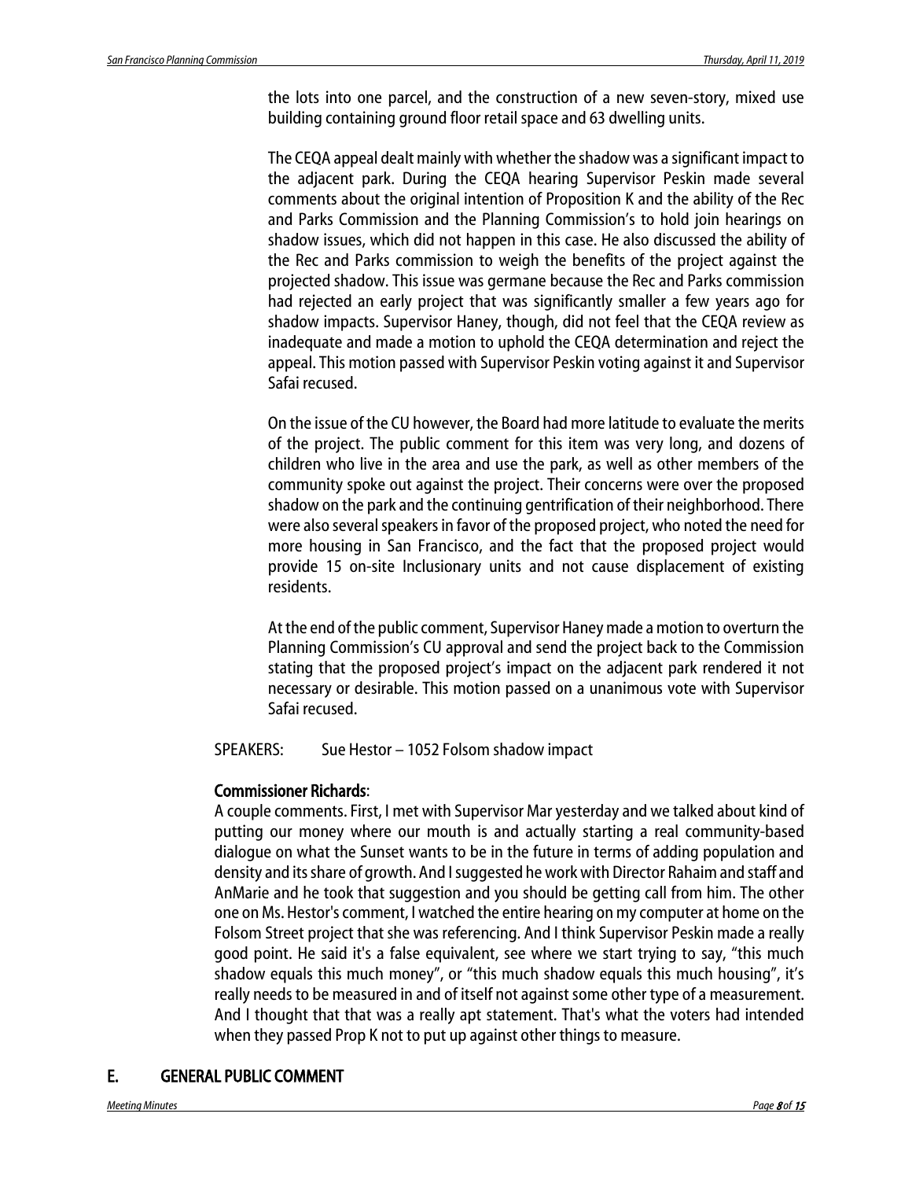the lots into one parcel, and the construction of a new seven-story, mixed use building containing ground floor retail space and 63 dwelling units.

The CEQA appeal dealt mainly with whether the shadow was a significant impact to the adjacent park. During the CEQA hearing Supervisor Peskin made several comments about the original intention of Proposition K and the ability of the Rec and Parks Commission and the Planning Commission's to hold join hearings on shadow issues, which did not happen in this case. He also discussed the ability of the Rec and Parks commission to weigh the benefits of the project against the projected shadow. This issue was germane because the Rec and Parks commission had rejected an early project that was significantly smaller a few years ago for shadow impacts. Supervisor Haney, though, did not feel that the CEQA review as inadequate and made a motion to uphold the CEQA determination and reject the appeal. This motion passed with Supervisor Peskin voting against it and Supervisor Safai recused.

On the issue of the CU however, the Board had more latitude to evaluate the merits of the project. The public comment for this item was very long, and dozens of children who live in the area and use the park, as well as other members of the community spoke out against the project. Their concerns were over the proposed shadow on the park and the continuing gentrification of their neighborhood. There were also several speakers in favor of the proposed project, who noted the need for more housing in San Francisco, and the fact that the proposed project would provide 15 on-site Inclusionary units and not cause displacement of existing residents.

At the end of the public comment, Supervisor Haney made a motion to overturn the Planning Commission's CU approval and send the project back to the Commission stating that the proposed project's impact on the adjacent park rendered it not necessary or desirable. This motion passed on a unanimous vote with Supervisor Safai recused.

SPEAKERS: Sue Hestor – 1052 Folsom shadow impact

**Commissioner Richards**:

A couple comments. First, I met with Supervisor Mar yesterday and we talked about kind of putting our money where our mouth is and actually starting a real community-based dialogue on what the Sunset wants to be in the future in terms of adding population and density and its share of growth. And I suggested he work with Director Rahaim and staff and AnMarie and he took that suggestion and you should be getting call from him. The other one on Ms. Hestor's comment, I watched the entire hearing on my computer at home on the Folsom Street project that she was referencing. And I think Supervisor Peskin made a really good point. He said it's a false equivalent, see where we start trying to say, "this much shadow equals this much money", or "this much shadow equals this much housing", it's really needs to be measured in and of itself not against some other type of a measurement. And I thought that that was a really apt statement. That's what the voters had intended when they passed Prop K not to put up against other things to measure.

## E. GENERAL PUBLIC COMMENT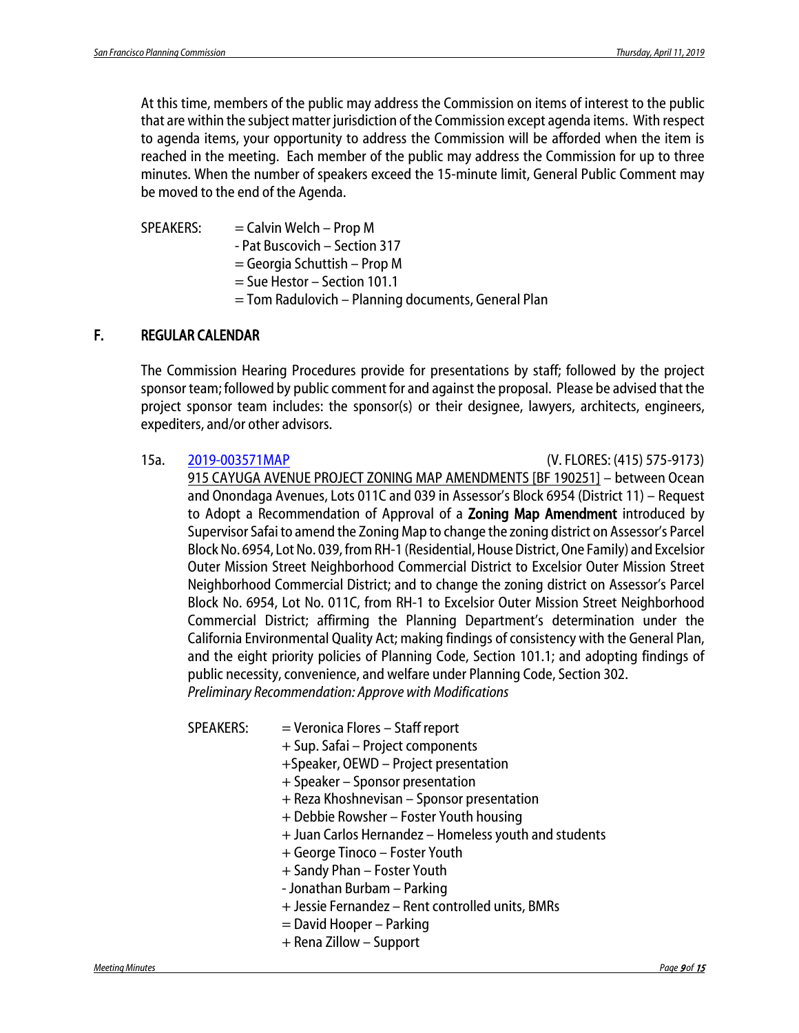At this time, members of the public may address the Commission on items of interest to the public that are within the subject matter jurisdiction of the Commission except agenda items. With respect to agenda items, your opportunity to address the Commission will be afforded when the item is reached in the meeting. Each member of the public may address the Commission for up to three minutes. When the number of speakers exceed the 15-minute limit, General Public Comment may be moved to the end of the Agenda.

SPEAKERS:
= Calvin Welch – Prop M
- Pat Buscovich – Section 317
= Georgia Schuttish – Prop M
= Sue Hestor – Section 101.1
= Tom Radulovich – Planning documents, General Plan

## F. REGULAR CALENDAR

The Commission Hearing Procedures provide for presentations by staff; followed by the project sponsor team; followed by public comment for and against the proposal. Please be advised that the project sponsor team includes: the sponsor(s) or their designee, lawyers, architects, engineers, expediters, and/or other advisors.

15a. 2019-003571MAP (V. FLORES: (415) 575-9173)

915 CAYUGA AVENUE PROJECT ZONING MAP AMENDMENTS [BF 190251] – between Ocean and Onondaga Avenues, Lots 011C and 039 in Assessor's Block 6954 (District 11) – Request to Adopt a Recommendation of Approval of a **Zoning Map Amendment** introduced by Supervisor Safai to amend the Zoning Map to change the zoning district on Assessor's Parcel Block No. 6954, Lot No. 039, from RH-1 (Residential, House District, One Family) and Excelsior Outer Mission Street Neighborhood Commercial District to Excelsior Outer Mission Street Neighborhood Commercial District; and to change the zoning district on Assessor's Parcel Block No. 6954, Lot No. 011C, from RH-1 to Excelsior Outer Mission Street Neighborhood Commercial District; affirming the Planning Department's determination under the California Environmental Quality Act; making findings of consistency with the General Plan, and the eight priority policies of Planning Code, Section 101.1; and adopting findings of public necessity, convenience, and welfare under Planning Code, Section 302.
*Preliminary Recommendation: Approve with Modifications*

SPEAKERS:
= Veronica Flores – Staff report
+ Sup. Safai – Project components
+Speaker, OEWD – Project presentation
+ Speaker – Sponsor presentation
+ Reza Khoshnevisan – Sponsor presentation
+ Debbie Rowsher – Foster Youth housing
+ Juan Carlos Hernandez – Homeless youth and students
+ George Tinoco – Foster Youth
+ Sandy Phan – Foster Youth
- Jonathan Burbam – Parking
+ Jessie Fernandez – Rent controlled units, BMRs
= David Hooper – Parking
+ Rena Zillow – Support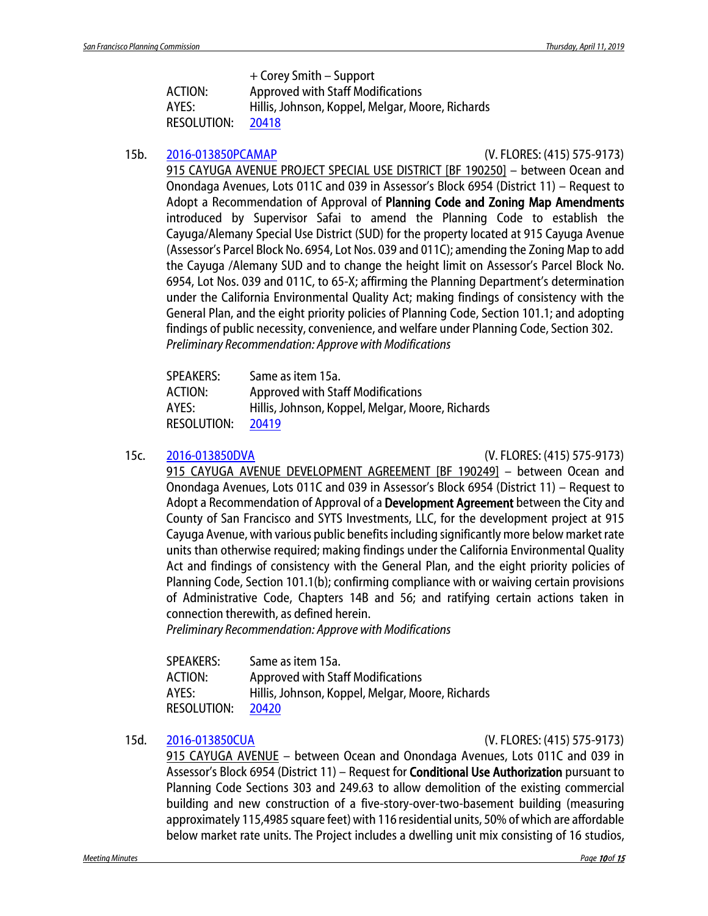+ Corey Smith – Support

ACTION: Approved with Staff Modifications
AYES: Hillis, Johnson, Koppel, Melgar, Moore, Richards
RESOLUTION: 20418

15b. 2016-013850PCAMAP (V. FLORES: (415) 575-9173)

915 CAYUGA AVENUE PROJECT SPECIAL USE DISTRICT [BF 190250] – between Ocean and Onondaga Avenues, Lots 011C and 039 in Assessor's Block 6954 (District 11) – Request to Adopt a Recommendation of Approval of **Planning Code and Zoning Map Amendments** introduced by Supervisor Safai to amend the Planning Code to establish the Cayuga/Alemany Special Use District (SUD) for the property located at 915 Cayuga Avenue (Assessor's Parcel Block No. 6954, Lot Nos. 039 and 011C); amending the Zoning Map to add the Cayuga /Alemany SUD and to change the height limit on Assessor's Parcel Block No. 6954, Lot Nos. 039 and 011C, to 65-X; affirming the Planning Department's determination under the California Environmental Quality Act; making findings of consistency with the General Plan, and the eight priority policies of Planning Code, Section 101.1; and adopting findings of public necessity, convenience, and welfare under Planning Code, Section 302.

*Preliminary Recommendation: Approve with Modifications*

SPEAKERS: Same as item 15a.
ACTION: Approved with Staff Modifications
AYES: Hillis, Johnson, Koppel, Melgar, Moore, Richards
RESOLUTION: 20419

15c. 2016-013850DVA (V. FLORES: (415) 575-9173)

915 CAYUGA AVENUE DEVELOPMENT AGREEMENT [BF 190249] – between Ocean and Onondaga Avenues, Lots 011C and 039 in Assessor's Block 6954 (District 11) – Request to Adopt a Recommendation of Approval of a **Development Agreement** between the City and County of San Francisco and SYTS Investments, LLC, for the development project at 915 Cayuga Avenue, with various public benefits including significantly more below market rate units than otherwise required; making findings under the California Environmental Quality Act and findings of consistency with the General Plan, and the eight priority policies of Planning Code, Section 101.1(b); confirming compliance with or waiving certain provisions of Administrative Code, Chapters 14B and 56; and ratifying certain actions taken in connection therewith, as defined herein.

*Preliminary Recommendation: Approve with Modifications*

SPEAKERS: Same as item 15a.
ACTION: Approved with Staff Modifications
AYES: Hillis, Johnson, Koppel, Melgar, Moore, Richards
RESOLUTION: 20420

15d. 2016-013850CUA (V. FLORES: (415) 575-9173)

915 CAYUGA AVENUE – between Ocean and Onondaga Avenues, Lots 011C and 039 in Assessor's Block 6954 (District 11) – Request for **Conditional Use Authorization** pursuant to Planning Code Sections 303 and 249.63 to allow demolition of the existing commercial building and new construction of a five-story-over-two-basement building (measuring approximately 115,4985 square feet) with 116 residential units, 50% of which are affordable below market rate units. The Project includes a dwelling unit mix consisting of 16 studios,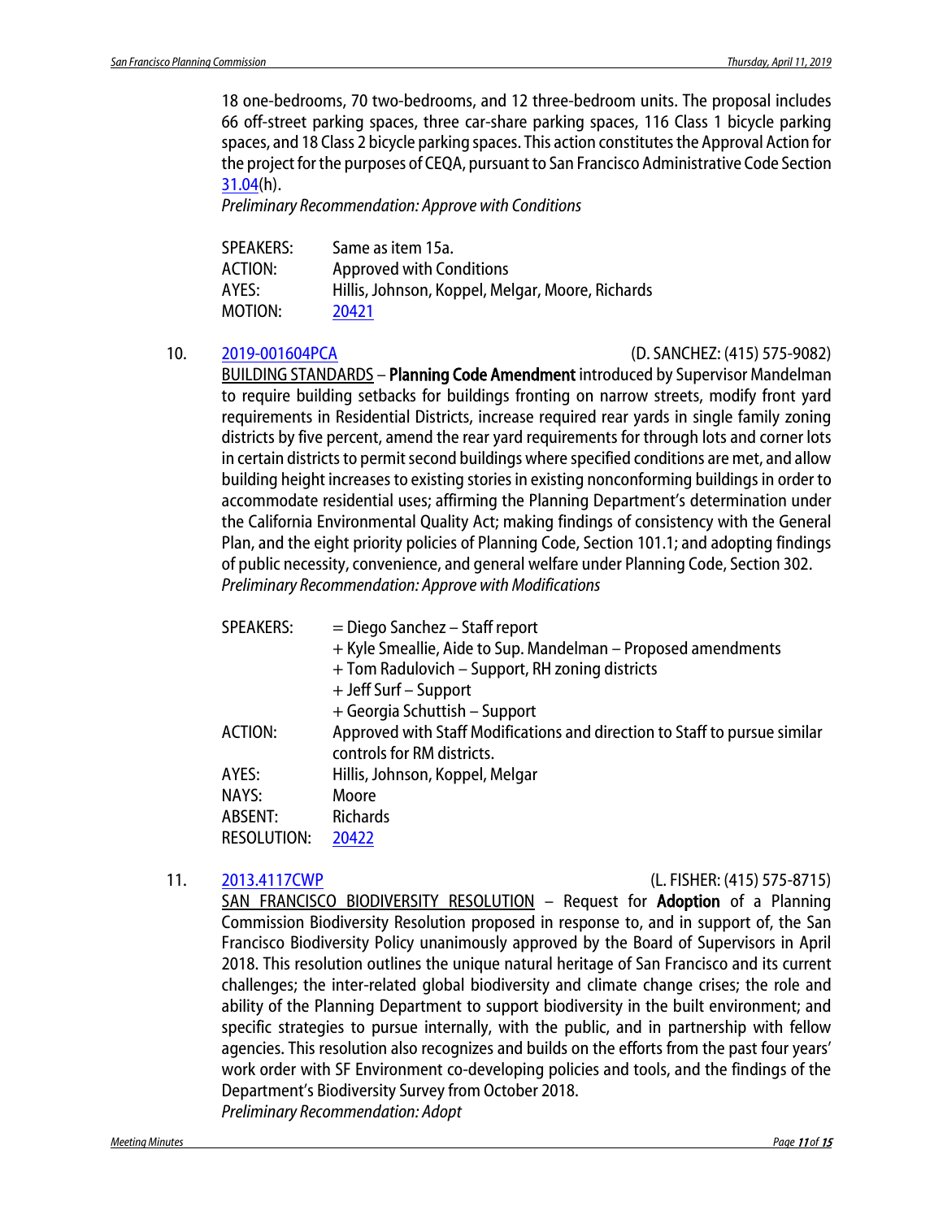18 one-bedrooms, 70 two-bedrooms, and 12 three-bedroom units. The proposal includes 66 off-street parking spaces, three car-share parking spaces, 116 Class 1 bicycle parking spaces, and 18 Class 2 bicycle parking spaces. This action constitutes the Approval Action for the project for the purposes of CEQA, pursuant to San Francisco Administrative Code Section 31.04(h).
*Preliminary Recommendation: Approve with Conditions*

| | |
|---|---|
| SPEAKERS: | Same as item 15a. |
| ACTION: | Approved with Conditions |
| AYES: | Hillis, Johnson, Koppel, Melgar, Moore, Richards |
| MOTION: | 20421 |

10. 2019-001604PCA (D. SANCHEZ: (415) 575-9082)
BUILDING STANDARDS – **Planning Code Amendment** introduced by Supervisor Mandelman to require building setbacks for buildings fronting on narrow streets, modify front yard requirements in Residential Districts, increase required rear yards in single family zoning districts by five percent, amend the rear yard requirements for through lots and corner lots in certain districts to permit second buildings where specified conditions are met, and allow building height increases to existing stories in existing nonconforming buildings in order to accommodate residential uses; affirming the Planning Department's determination under the California Environmental Quality Act; making findings of consistency with the General Plan, and the eight priority policies of Planning Code, Section 101.1; and adopting findings of public necessity, convenience, and general welfare under Planning Code, Section 302.
*Preliminary Recommendation: Approve with Modifications*

| | |
|---|---|
| SPEAKERS: | = Diego Sanchez – Staff report |
| | + Kyle Smeallie, Aide to Sup. Mandelman – Proposed amendments |
| | + Tom Radulovich – Support, RH zoning districts |
| | + Jeff Surf – Support |
| | + Georgia Schuttish – Support |
| ACTION: | Approved with Staff Modifications and direction to Staff to pursue similar controls for RM districts. |
| AYES: | Hillis, Johnson, Koppel, Melgar |
| NAYS: | Moore |
| ABSENT: | Richards |
| RESOLUTION: | 20422 |

11. 2013.4117CWP (L. FISHER: (415) 575-8715)
SAN FRANCISCO BIODIVERSITY RESOLUTION – Request for **Adoption** of a Planning Commission Biodiversity Resolution proposed in response to, and in support of, the San Francisco Biodiversity Policy unanimously approved by the Board of Supervisors in April 2018. This resolution outlines the unique natural heritage of San Francisco and its current challenges; the inter-related global biodiversity and climate change crises; the role and ability of the Planning Department to support biodiversity in the built environment; and specific strategies to pursue internally, with the public, and in partnership with fellow agencies. This resolution also recognizes and builds on the efforts from the past four years' work order with SF Environment co-developing policies and tools, and the findings of the Department's Biodiversity Survey from October 2018.
*Preliminary Recommendation: Adopt*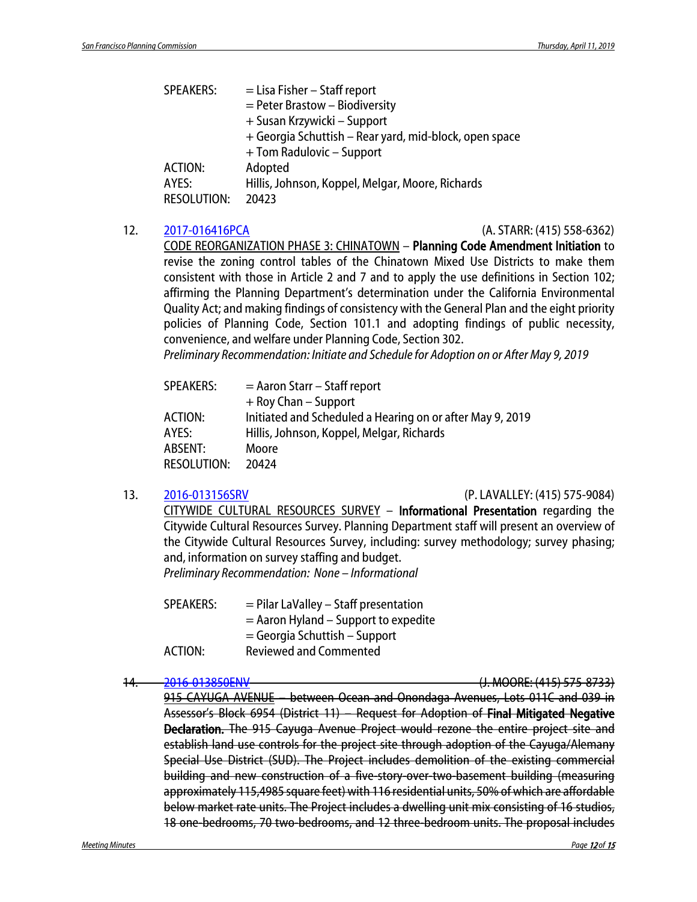| | |
|---|---|
| SPEAKERS: | = Lisa Fisher – Staff report |
| | = Peter Brastow – Biodiversity |
| | + Susan Krzywicki – Support |
| | + Georgia Schuttish – Rear yard, mid-block, open space |
| | + Tom Radulovic – Support |
| ACTION: | Adopted |
| AYES: | Hillis, Johnson, Koppel, Melgar, Moore, Richards |
| RESOLUTION: | 20423 |

12. 2017-016416PCA (A. STARR: (415) 558-6362)

CODE REORGANIZATION PHASE 3: CHINATOWN – **Planning Code Amendment Initiation** to revise the zoning control tables of the Chinatown Mixed Use Districts to make them consistent with those in Article 2 and 7 and to apply the use definitions in Section 102; affirming the Planning Department's determination under the California Environmental Quality Act; and making findings of consistency with the General Plan and the eight priority policies of Planning Code, Section 101.1 and adopting findings of public necessity, convenience, and welfare under Planning Code, Section 302.

*Preliminary Recommendation: Initiate and Schedule for Adoption on or After May 9, 2019*

| | |
|---|---|
| SPEAKERS: | = Aaron Starr – Staff report |
| | + Roy Chan – Support |
| ACTION: | Initiated and Scheduled a Hearing on or after May 9, 2019 |
| AYES: | Hillis, Johnson, Koppel, Melgar, Richards |
| ABSENT: | Moore |
| RESOLUTION: | 20424 |

13. 2016-013156SRV (P. LAVALLEY: (415) 575-9084)

CITYWIDE CULTURAL RESOURCES SURVEY – **Informational Presentation** regarding the Citywide Cultural Resources Survey. Planning Department staff will present an overview of the Citywide Cultural Resources Survey, including: survey methodology; survey phasing; and, information on survey staffing and budget.

*Preliminary Recommendation: None – Informational*

| | |
|---|---|
| SPEAKERS: | = Pilar LaValley – Staff presentation |
| | = Aaron Hyland – Support to expedite |
| | = Georgia Schuttish – Support |
| ACTION: | Reviewed and Commented |

~~14. 2016-013850ENV (J. MOORE: (415) 575-8733)~~

~~915 CAYUGA AVENUE – between Ocean and Onondaga Avenues, Lots 011C and 039 in Assessor's Block 6954 (District 11) – Request for Adoption of **Final Mitigated Negative Declaration.** The 915 Cayuga Avenue Project would rezone the entire project site and establish land use controls for the project site through adoption of the Cayuga/Alemany Special Use District (SUD). The Project includes demolition of the existing commercial building and new construction of a five-story-over-two-basement building (measuring approximately 115,4985 square feet) with 116 residential units, 50% of which are affordable below market rate units. The Project includes a dwelling unit mix consisting of 16 studios, 18 one-bedrooms, 70 two-bedrooms, and 12 three-bedroom units. The proposal includes~~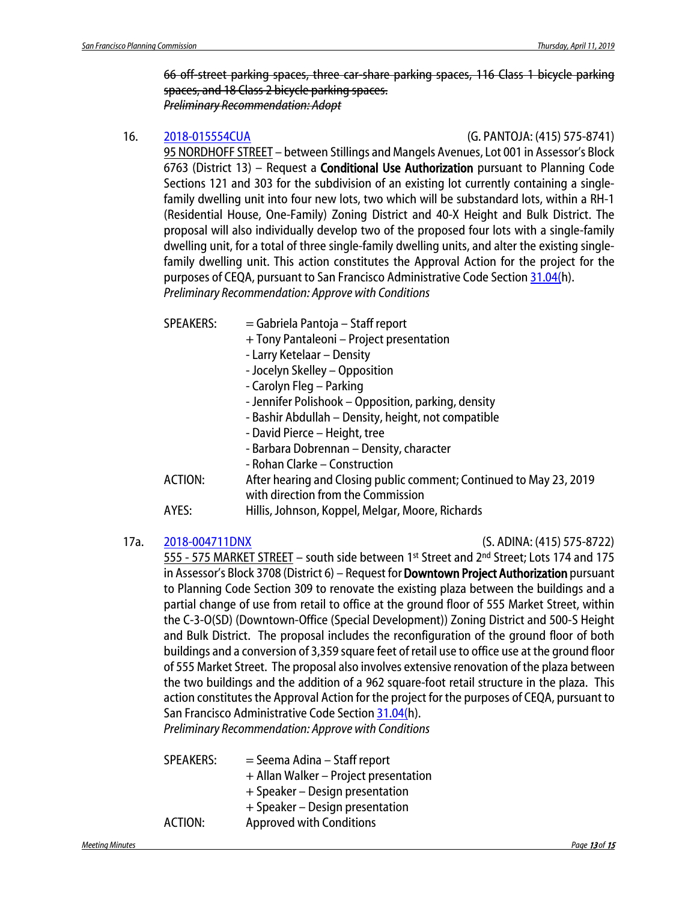~~66 off-street parking spaces, three car-share parking spaces, 116 Class 1 bicycle parking spaces, and 18 Class 2 bicycle parking spaces.~~
~~*Preliminary Recommendation: Adopt*~~

16. [2018-015554CUA](2018-015554CUA) (G. PANTOJA: (415) 575-8741)
<u>95 NORDHOFF STREET</u> – between Stillings and Mangels Avenues, Lot 001 in Assessor's Block 6763 (District 13) – Request a **Conditional Use Authorization** pursuant to Planning Code Sections 121 and 303 for the subdivision of an existing lot currently containing a single-family dwelling unit into four new lots, two which will be substandard lots, within a RH-1 (Residential House, One-Family) Zoning District and 40-X Height and Bulk District. The proposal will also individually develop two of the proposed four lots with a single-family dwelling unit, for a total of three single-family dwelling units, and alter the existing single-family dwelling unit. This action constitutes the Approval Action for the project for the purposes of CEQA, pursuant to San Francisco Administrative Code Section [31.04(](31.04()h).
*Preliminary Recommendation: Approve with Conditions*

| | |
|---|---|
| SPEAKERS: | = Gabriela Pantoja – Staff report |
| | + Tony Pantaleoni – Project presentation |
| | - Larry Ketelaar – Density |
| | - Jocelyn Skelley – Opposition |
| | - Carolyn Fleg – Parking |
| | - Jennifer Polishook – Opposition, parking, density |
| | - Bashir Abdullah – Density, height, not compatible |
| | - David Pierce – Height, tree |
| | - Barbara Dobrennan – Density, character |
| | - Rohan Clarke – Construction |
| ACTION: | After hearing and Closing public comment; Continued to May 23, 2019 with direction from the Commission |
| AYES: | Hillis, Johnson, Koppel, Melgar, Moore, Richards |

17a. [2018-004711DNX](2018-004711DNX) (S. ADINA: (415) 575-8722)
<u>555 - 575 MARKET STREET</u> – south side between 1st Street and 2nd Street; Lots 174 and 175 in Assessor's Block 3708 (District 6) – Request for **Downtown Project Authorization** pursuant to Planning Code Section 309 to renovate the existing plaza between the buildings and a partial change of use from retail to office at the ground floor of 555 Market Street, within the C-3-O(SD) (Downtown-Office (Special Development)) Zoning District and 500-S Height and Bulk District. The proposal includes the reconfiguration of the ground floor of both buildings and a conversion of 3,359 square feet of retail use to office use at the ground floor of 555 Market Street. The proposal also involves extensive renovation of the plaza between the two buildings and the addition of a 962 square-foot retail structure in the plaza. This action constitutes the Approval Action for the project for the purposes of CEQA, pursuant to San Francisco Administrative Code Section [31.04(](31.04()h).
*Preliminary Recommendation: Approve with Conditions*

| | |
|---|---|
| SPEAKERS: | = Seema Adina – Staff report |
| | + Allan Walker – Project presentation |
| | + Speaker – Design presentation |
| | + Speaker – Design presentation |
| ACTION: | Approved with Conditions |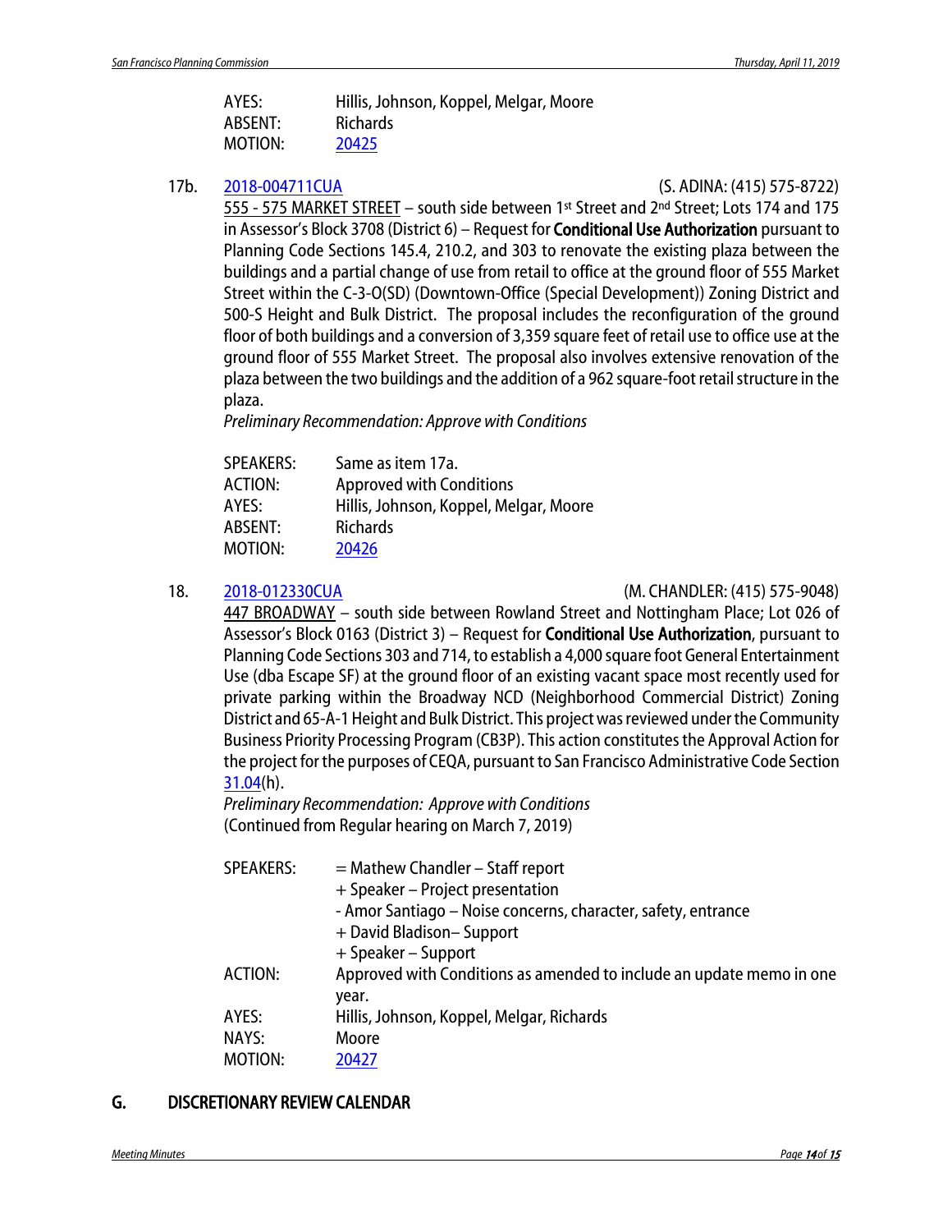| | |
|---|---|
| AYES: | Hillis, Johnson, Koppel, Melgar, Moore |
| ABSENT: | Richards |
| MOTION: | 20425 |

17b. 2018-004711CUA (S. ADINA: (415) 575-8722)

555 - 575 MARKET STREET – south side between 1st Street and 2nd Street; Lots 174 and 175 in Assessor's Block 3708 (District 6) – Request for **Conditional Use Authorization** pursuant to Planning Code Sections 145.4, 210.2, and 303 to renovate the existing plaza between the buildings and a partial change of use from retail to office at the ground floor of 555 Market Street within the C-3-O(SD) (Downtown-Office (Special Development)) Zoning District and 500-S Height and Bulk District. The proposal includes the reconfiguration of the ground floor of both buildings and a conversion of 3,359 square feet of retail use to office use at the ground floor of 555 Market Street. The proposal also involves extensive renovation of the plaza between the two buildings and the addition of a 962 square-foot retail structure in the plaza.

*Preliminary Recommendation: Approve with Conditions*

| | |
|---|---|
| SPEAKERS: | Same as item 17a. |
| ACTION: | Approved with Conditions |
| AYES: | Hillis, Johnson, Koppel, Melgar, Moore |
| ABSENT: | Richards |
| MOTION: | 20426 |

18. 2018-012330CUA (M. CHANDLER: (415) 575-9048)

447 BROADWAY – south side between Rowland Street and Nottingham Place; Lot 026 of Assessor's Block 0163 (District 3) – Request for **Conditional Use Authorization**, pursuant to Planning Code Sections 303 and 714, to establish a 4,000 square foot General Entertainment Use (dba Escape SF) at the ground floor of an existing vacant space most recently used for private parking within the Broadway NCD (Neighborhood Commercial District) Zoning District and 65-A-1 Height and Bulk District. This project was reviewed under the Community Business Priority Processing Program (CB3P). This action constitutes the Approval Action for the project for the purposes of CEQA, pursuant to San Francisco Administrative Code Section 31.04(h).

*Preliminary Recommendation: Approve with Conditions*

(Continued from Regular hearing on March 7, 2019)

| | |
|---|---|
| SPEAKERS: | = Mathew Chandler – Staff report |
| | + Speaker – Project presentation |
| | - Amor Santiago – Noise concerns, character, safety, entrance |
| | + David Bladison– Support |
| | + Speaker – Support |
| ACTION: | Approved with Conditions as amended to include an update memo in one year. |
| AYES: | Hillis, Johnson, Koppel, Melgar, Richards |
| NAYS: | Moore |
| MOTION: | 20427 |

## G. DISCRETIONARY REVIEW CALENDAR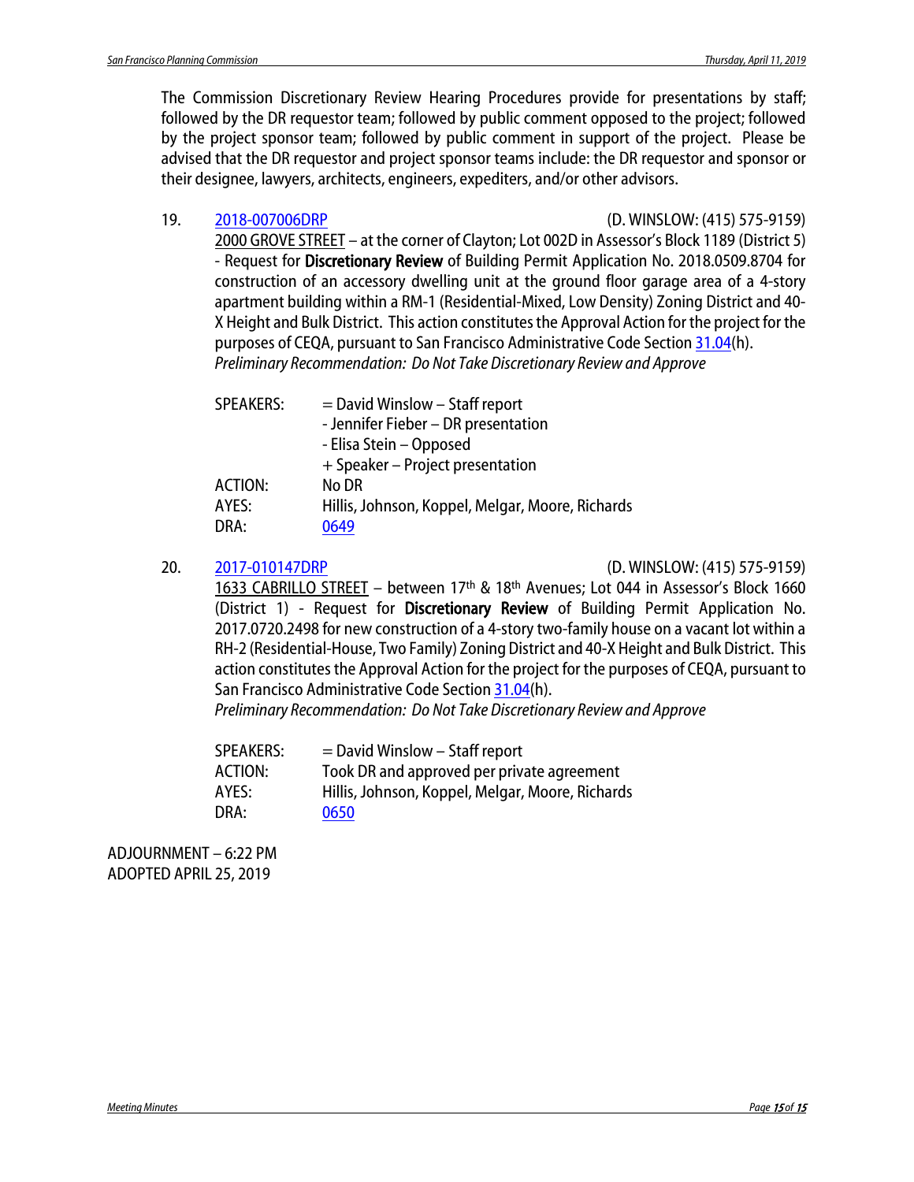The Commission Discretionary Review Hearing Procedures provide for presentations by staff; followed by the DR requestor team; followed by public comment opposed to the project; followed by the project sponsor team; followed by public comment in support of the project. Please be advised that the DR requestor and project sponsor teams include: the DR requestor and sponsor or their designee, lawyers, architects, engineers, expediters, and/or other advisors.

19. [2018-007006DRP](2018-007006DRP) (D. WINSLOW: (415) 575-9159)

2000 GROVE STREET – at the corner of Clayton; Lot 002D in Assessor's Block 1189 (District 5) - Request for **Discretionary Review** of Building Permit Application No. 2018.0509.8704 for construction of an accessory dwelling unit at the ground floor garage area of a 4-story apartment building within a RM-1 (Residential-Mixed, Low Density) Zoning District and 40-X Height and Bulk District. This action constitutes the Approval Action for the project for the purposes of CEQA, pursuant to San Francisco Administrative Code Section 31.04(h).

*Preliminary Recommendation: Do Not Take Discretionary Review and Approve*

| | |
|---|---|
| SPEAKERS: | = David Winslow – Staff report |
| | - Jennifer Fieber – DR presentation |
| | - Elisa Stein – Opposed |
| | + Speaker – Project presentation |
| ACTION: | No DR |
| AYES: | Hillis, Johnson, Koppel, Melgar, Moore, Richards |
| DRA: | 0649 |

20. [2017-010147DRP](2017-010147DRP) (D. WINSLOW: (415) 575-9159)

1633 CABRILLO STREET – between 17th & 18th Avenues; Lot 044 in Assessor's Block 1660 (District 1) - Request for **Discretionary Review** of Building Permit Application No. 2017.0720.2498 for new construction of a 4-story two-family house on a vacant lot within a RH-2 (Residential-House, Two Family) Zoning District and 40-X Height and Bulk District. This action constitutes the Approval Action for the project for the purposes of CEQA, pursuant to San Francisco Administrative Code Section 31.04(h).

*Preliminary Recommendation: Do Not Take Discretionary Review and Approve*

| | |
|---|---|
| SPEAKERS: | = David Winslow – Staff report |
| ACTION: | Took DR and approved per private agreement |
| AYES: | Hillis, Johnson, Koppel, Melgar, Moore, Richards |
| DRA: | 0650 |

ADJOURNMENT – 6:22 PM
ADOPTED APRIL 25, 2019